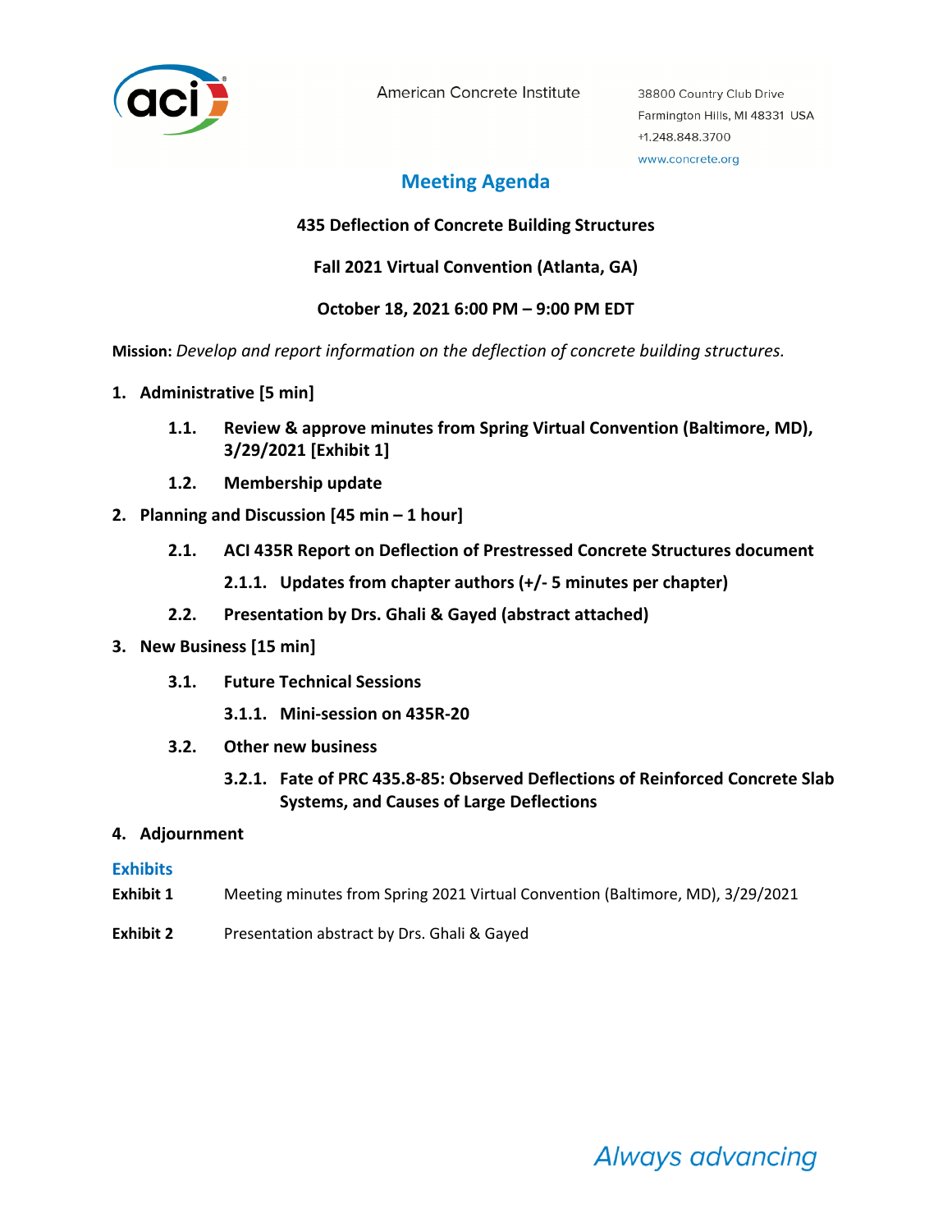American Concrete Institute

38800 Country Club Drive
Farmington Hills, MI 48331 USA
+1.248.848.3700
www.concrete.org

# Meeting Agenda

**435 Deflection of Concrete Building Structures**

**Fall 2021 Virtual Convention (Atlanta, GA)**

**October 18, 2021 6:00 PM – 9:00 PM EDT**

**Mission:** *Develop and report information on the deflection of concrete building structures.*

1. **Administrative [5 min]**
   - **1.1. Review & approve minutes from Spring Virtual Convention (Baltimore, MD), 3/29/2021 [Exhibit 1]**
   - **1.2. Membership update**
2. **Planning and Discussion [45 min – 1 hour]**
   - **2.1. ACI 435R Report on Deflection of Prestressed Concrete Structures document**
     - **2.1.1. Updates from chapter authors (+/- 5 minutes per chapter)**
   - **2.2. Presentation by Drs. Ghali & Gayed (abstract attached)**
3. **New Business [15 min]**
   - **3.1. Future Technical Sessions**
     - **3.1.1. Mini-session on 435R-20**
   - **3.2. Other new business**
     - **3.2.1. Fate of PRC 435.8-85: Observed Deflections of Reinforced Concrete Slab Systems, and Causes of Large Deflections**
4. **Adjournment**

## Exhibits

**Exhibit 1** Meeting minutes from Spring 2021 Virtual Convention (Baltimore, MD), 3/29/2021

**Exhibit 2** Presentation abstract by Drs. Ghali & Gayed

*Always advancing*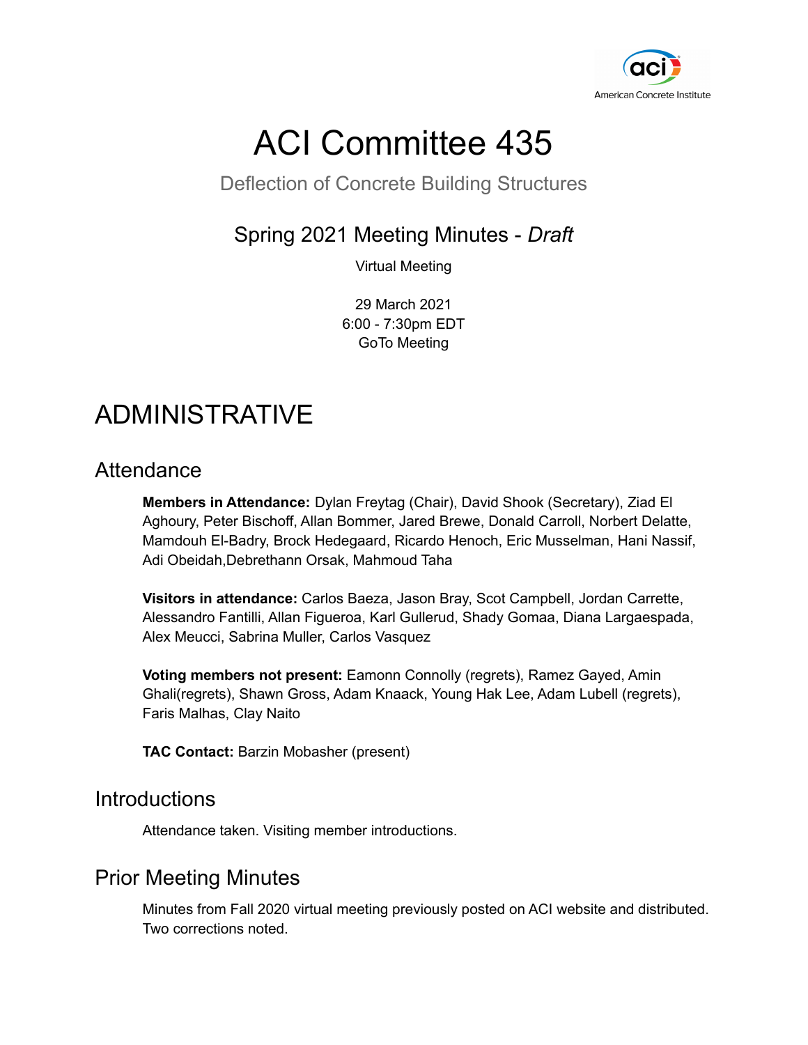# ACI Committee 435

Deflection of Concrete Building Structures

## Spring 2021 Meeting Minutes - *Draft*

Virtual Meeting

29 March 2021
6:00 - 7:30pm EDT
GoTo Meeting

# ADMINISTRATIVE

## Attendance

**Members in Attendance:** Dylan Freytag (Chair), David Shook (Secretary), Ziad El Aghoury, Peter Bischoff, Allan Bommer, Jared Brewe, Donald Carroll, Norbert Delatte, Mamdouh El-Badry, Brock Hedegaard, Ricardo Henoch, Eric Musselman, Hani Nassif, Adi Obeidah,Debrethann Orsak, Mahmoud Taha

**Visitors in attendance:** Carlos Baeza, Jason Bray, Scot Campbell, Jordan Carrette, Alessandro Fantilli, Allan Figueroa, Karl Gullerud, Shady Gomaa, Diana Largaespada, Alex Meucci, Sabrina Muller, Carlos Vasquez

**Voting members not present:** Eamonn Connolly (regrets), Ramez Gayed, Amin Ghali(regrets), Shawn Gross, Adam Knaack, Young Hak Lee, Adam Lubell (regrets), Faris Malhas, Clay Naito

**TAC Contact:** Barzin Mobasher (present)

## Introductions

Attendance taken. Visiting member introductions.

## Prior Meeting Minutes

Minutes from Fall 2020 virtual meeting previously posted on ACI website and distributed. Two corrections noted.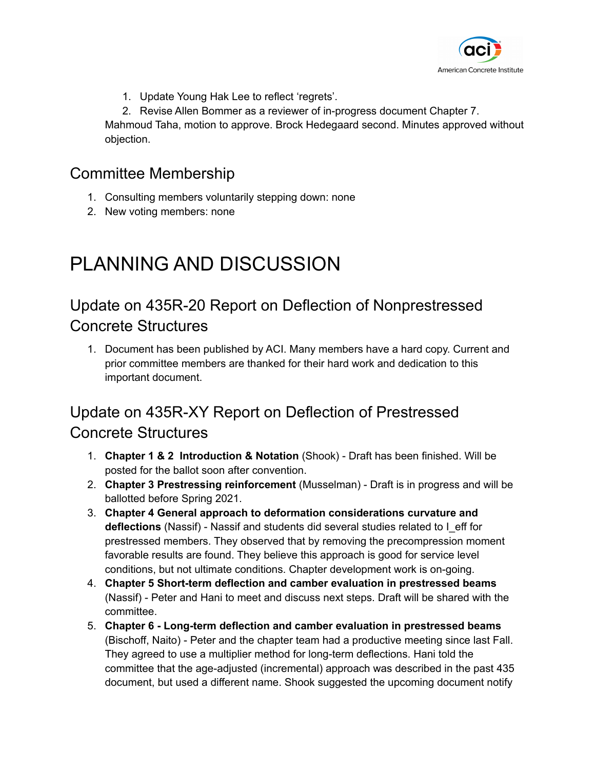1. Update Young Hak Lee to reflect 'regrets'.
2. Revise Allen Bommer as a reviewer of in-progress document Chapter 7.

Mahmoud Taha, motion to approve. Brock Hedegaard second. Minutes approved without objection.

## Committee Membership

1. Consulting members voluntarily stepping down: none
2. New voting members: none

# PLANNING AND DISCUSSION

## Update on 435R-20 Report on Deflection of Nonprestressed Concrete Structures

1. Document has been published by ACI. Many members have a hard copy. Current and prior committee members are thanked for their hard work and dedication to this important document.

## Update on 435R-XY Report on Deflection of Prestressed Concrete Structures

1. **Chapter 1 & 2 Introduction & Notation** (Shook) - Draft has been finished. Will be posted for the ballot soon after convention.
2. **Chapter 3 Prestressing reinforcement** (Musselman) - Draft is in progress and will be ballotted before Spring 2021.
3. **Chapter 4 General approach to deformation considerations curvature and deflections** (Nassif) - Nassif and students did several studies related to $I_{eff}$ for prestressed members. They observed that by removing the precompression moment favorable results are found. They believe this approach is good for service level conditions, but not ultimate conditions. Chapter development work is on-going.
4. **Chapter 5 Short-term deflection and camber evaluation in prestressed beams** (Nassif) - Peter and Hani to meet and discuss next steps. Draft will be shared with the committee.
5. **Chapter 6 - Long-term deflection and camber evaluation in prestressed beams** (Bischoff, Naito) - Peter and the chapter team had a productive meeting since last Fall. They agreed to use a multiplier method for long-term deflections. Hani told the committee that the age-adjusted (incremental) approach was described in the past 435 document, but used a different name. Shook suggested the upcoming document notify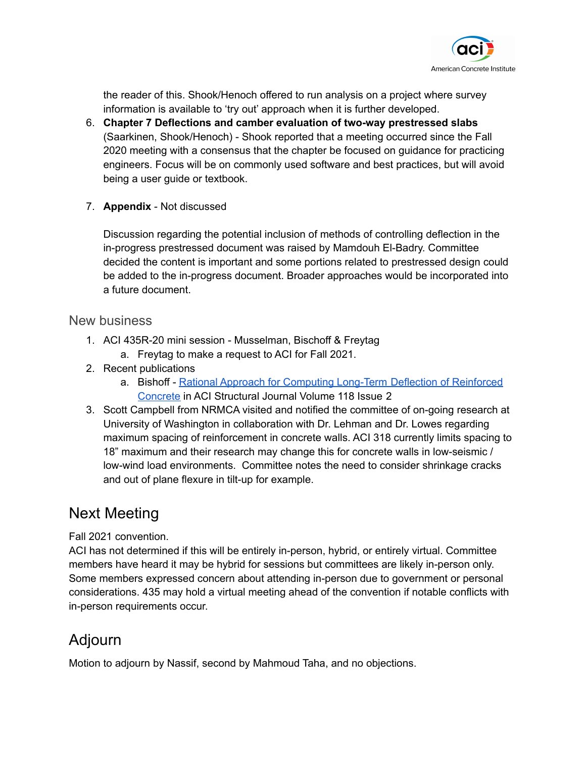the reader of this. Shook/Henoch offered to run analysis on a project where survey information is available to 'try out' approach when it is further developed.

6. **Chapter 7 Deflections and camber evaluation of two-way prestressed slabs** (Saarkinen, Shook/Henoch) - Shook reported that a meeting occurred since the Fall 2020 meeting with a consensus that the chapter be focused on guidance for practicing engineers. Focus will be on commonly used software and best practices, but will avoid being a user guide or textbook.

7. **Appendix** - Not discussed

   Discussion regarding the potential inclusion of methods of controlling deflection in the in-progress prestressed document was raised by Mamdouh El-Badry. Committee decided the content is important and some portions related to prestressed design could be added to the in-progress document. Broader approaches would be incorporated into a future document.

## New business

1. ACI 435R-20 mini session - Musselman, Bischoff & Freytag
   a. Freytag to make a request to ACI for Fall 2021.
2. Recent publications
   a. Bishoff - Rational Approach for Computing Long-Term Deflection of Reinforced Concrete in ACI Structural Journal Volume 118 Issue 2
3. Scott Campbell from NRMCA visited and notified the committee of on-going research at University of Washington in collaboration with Dr. Lehman and Dr. Lowes regarding maximum spacing of reinforcement in concrete walls. ACI 318 currently limits spacing to 18" maximum and their research may change this for concrete walls in low-seismic / low-wind load environments. Committee notes the need to consider shrinkage cracks and out of plane flexure in tilt-up for example.

# Next Meeting

Fall 2021 convention.
ACI has not determined if this will be entirely in-person, hybrid, or entirely virtual. Committee members have heard it may be hybrid for sessions but committees are likely in-person only. Some members expressed concern about attending in-person due to government or personal considerations. 435 may hold a virtual meeting ahead of the convention if notable conflicts with in-person requirements occur.

# Adjourn

Motion to adjourn by Nassif, second by Mahmoud Taha, and no objections.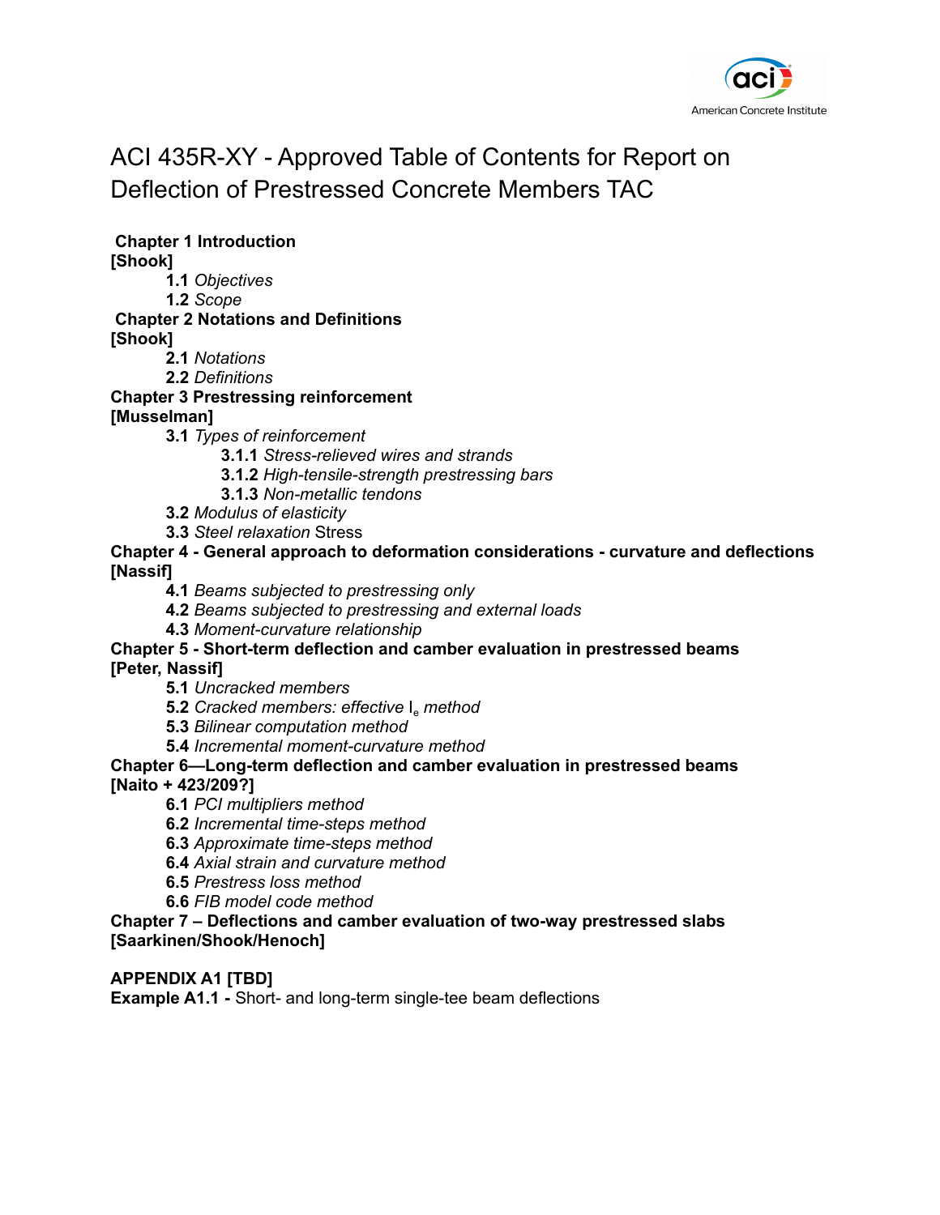# ACI 435R-XY - Approved Table of Contents for Report on Deflection of Prestressed Concrete Members TAC

**Chapter 1 Introduction**
**[Shook]**

- **1.1** *Objectives*
- **1.2** *Scope*

**Chapter 2 Notations and Definitions**
**[Shook]**

- **2.1** *Notations*
- **2.2** *Definitions*

**Chapter 3 Prestressing reinforcement**
**[Musselman]**

- **3.1** *Types of reinforcement*
  - **3.1.1** *Stress-relieved wires and strands*
  - **3.1.2** *High-tensile-strength prestressing bars*
  - **3.1.3** *Non-metallic tendons*
- **3.2** *Modulus of elasticity*
- **3.3** *Steel relaxation* Stress

**Chapter 4 - General approach to deformation considerations - curvature and deflections**
**[Nassif]**

- **4.1** *Beams subjected to prestressing only*
- **4.2** *Beams subjected to prestressing and external loads*
- **4.3** *Moment-curvature relationship*

**Chapter 5 - Short-term deflection and camber evaluation in prestressed beams**
**[Peter, Nassif]**

- **5.1** *Uncracked members*
- **5.2** *Cracked members: effective* $I_e$ *method*
- **5.3** *Bilinear computation method*
- **5.4** *Incremental moment-curvature method*

**Chapter 6—Long-term deflection and camber evaluation in prestressed beams**
**[Naito + 423/209?]**

- **6.1** *PCI multipliers method*
- **6.2** *Incremental time-steps method*
- **6.3** *Approximate time-steps method*
- **6.4** *Axial strain and curvature method*
- **6.5** *Prestress loss method*
- **6.6** *FIB model code method*

**Chapter 7 – Deflections and camber evaluation of two-way prestressed slabs**
**[Saarkinen/Shook/Henoch]**

**APPENDIX A1 [TBD]**
**Example A1.1 -** Short- and long-term single-tee beam deflections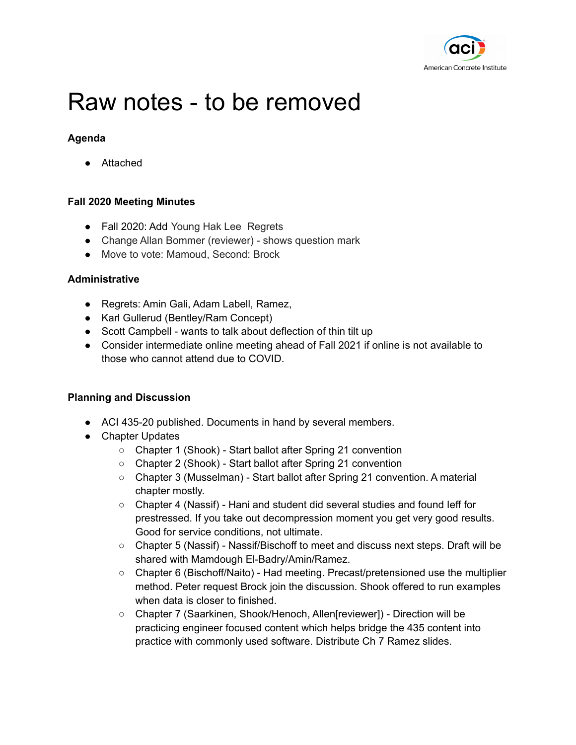# Raw notes - to be removed

**Agenda**

- Attached

**Fall 2020 Meeting Minutes**

- Fall 2020: Add Young Hak Lee Regrets
- Change Allan Bommer (reviewer) - shows question mark
- Move to vote: Mamoud, Second: Brock

**Administrative**

- Regrets: Amin Gali, Adam Labell, Ramez,
- Karl Gullerud (Bentley/Ram Concept)
- Scott Campbell - wants to talk about deflection of thin tilt up
- Consider intermediate online meeting ahead of Fall 2021 if online is not available to those who cannot attend due to COVID.

**Planning and Discussion**

- ACI 435-20 published. Documents in hand by several members.
- Chapter Updates
  - Chapter 1 (Shook) - Start ballot after Spring 21 convention
  - Chapter 2 (Shook) - Start ballot after Spring 21 convention
  - Chapter 3 (Musselman) - Start ballot after Spring 21 convention. A material chapter mostly.
  - Chapter 4 (Nassif) - Hani and student did several studies and found Ieff for prestressed. If you take out decompression moment you get very good results. Good for service conditions, not ultimate.
  - Chapter 5 (Nassif) - Nassif/Bischoff to meet and discuss next steps. Draft will be shared with Mamdough El-Badry/Amin/Ramez.
  - Chapter 6 (Bischoff/Naito) - Had meeting. Precast/pretensioned use the multiplier method. Peter request Brock join the discussion. Shook offered to run examples when data is closer to finished.
  - Chapter 7 (Saarkinen, Shook/Henoch, Allen[reviewer]) - Direction will be practicing engineer focused content which helps bridge the 435 content into practice with commonly used software. Distribute Ch 7 Ramez slides.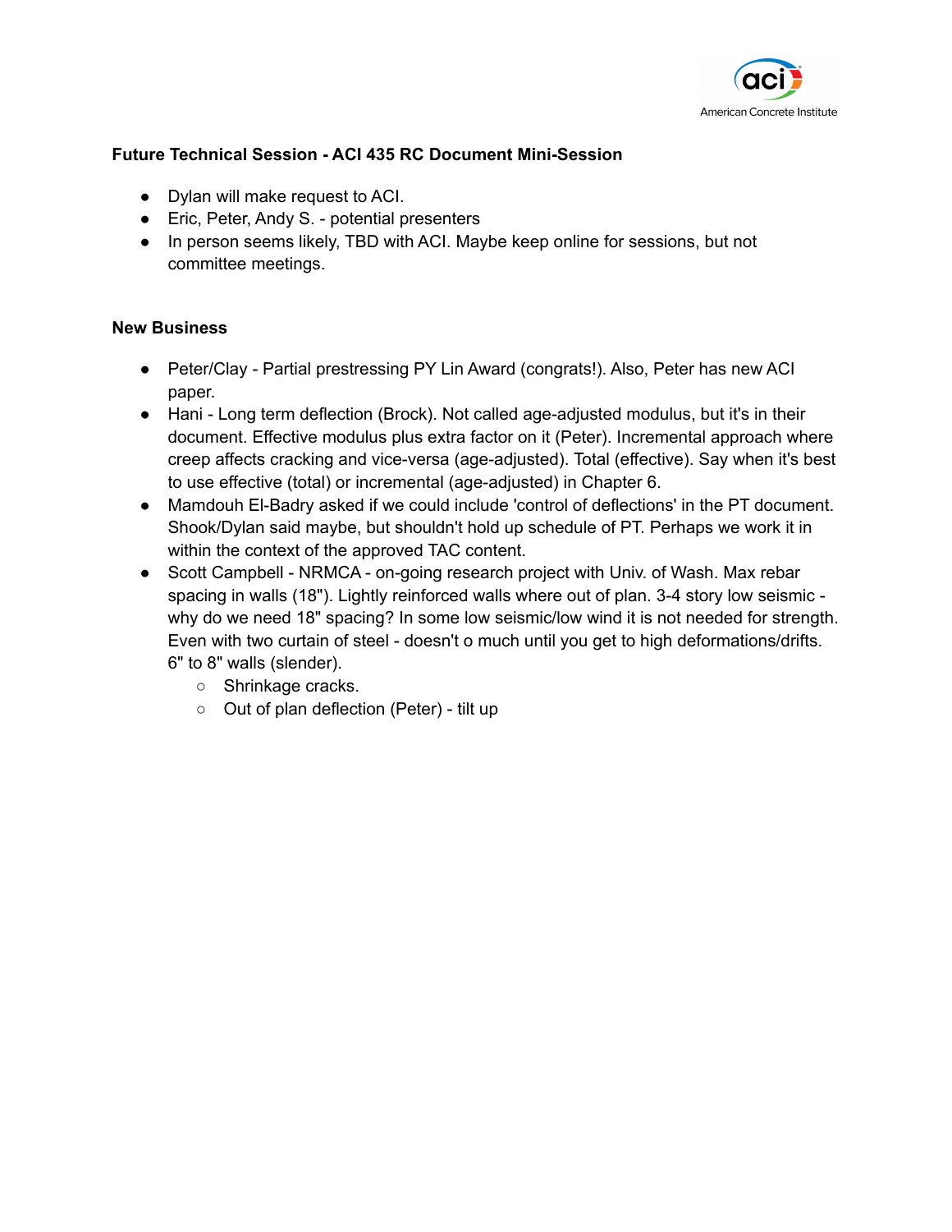**Future Technical Session - ACI 435 RC Document Mini-Session**

- Dylan will make request to ACI.
- Eric, Peter, Andy S. - potential presenters
- In person seems likely, TBD with ACI. Maybe keep online for sessions, but not committee meetings.

**New Business**

- Peter/Clay - Partial prestressing PY Lin Award (congrats!). Also, Peter has new ACI paper.
- Hani - Long term deflection (Brock). Not called age-adjusted modulus, but it's in their document. Effective modulus plus extra factor on it (Peter). Incremental approach where creep affects cracking and vice-versa (age-adjusted). Total (effective). Say when it's best to use effective (total) or incremental (age-adjusted) in Chapter 6.
- Mamdouh El-Badry asked if we could include 'control of deflections' in the PT document. Shook/Dylan said maybe, but shouldn't hold up schedule of PT. Perhaps we work it in within the context of the approved TAC content.
- Scott Campbell - NRMCA - on-going research project with Univ. of Wash. Max rebar spacing in walls (18"). Lightly reinforced walls where out of plan. 3-4 story low seismic - why do we need 18" spacing? In some low seismic/low wind it is not needed for strength. Even with two curtain of steel - doesn't o much until you get to high deformations/drifts. 6" to 8" walls (slender).
  - Shrinkage cracks.
  - Out of plan deflection (Peter) - tilt up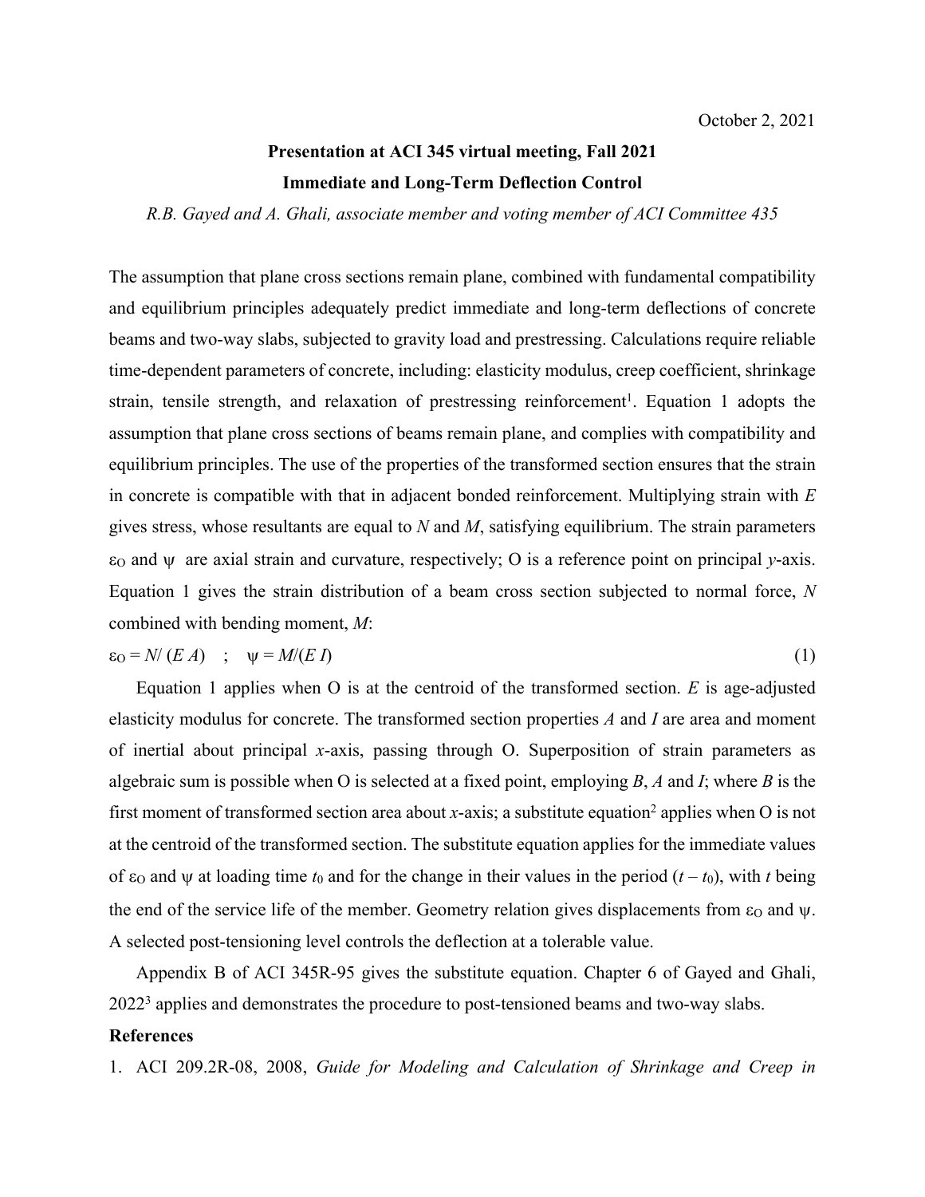October 2, 2021

**Presentation at ACI 345 virtual meeting, Fall 2021**

**Immediate and Long-Term Deflection Control**

*R.B. Gayed and A. Ghali, associate member and voting member of ACI Committee 435*

The assumption that plane cross sections remain plane, combined with fundamental compatibility and equilibrium principles adequately predict immediate and long-term deflections of concrete beams and two-way slabs, subjected to gravity load and prestressing. Calculations require reliable time-dependent parameters of concrete, including: elasticity modulus, creep coefficient, shrinkage strain, tensile strength, and relaxation of prestressing reinforcement[1]. Equation 1 adopts the assumption that plane cross sections of beams remain plane, and complies with compatibility and equilibrium principles. The use of the properties of the transformed section ensures that the strain in concrete is compatible with that in adjacent bonded reinforcement. Multiplying strain with $E$ gives stress, whose resultants are equal to $N$ and $M$, satisfying equilibrium. The strain parameters $\varepsilon_O$ and $\psi$ are axial strain and curvature, respectively; O is a reference point on principal $y$-axis. Equation 1 gives the strain distribution of a beam cross section subjected to normal force, $N$ combined with bending moment, $M$:

$$\varepsilon_O = N/(E\,A) \quad ; \quad \psi = M/(E\,I) \tag{1}$$

Equation 1 applies when O is at the centroid of the transformed section. $E$ is age-adjusted elasticity modulus for concrete. The transformed section properties $A$ and $I$ are area and moment of inertial about principal $x$-axis, passing through O. Superposition of strain parameters as algebraic sum is possible when O is selected at a fixed point, employing $B$, $A$ and $I$; where $B$ is the first moment of transformed section area about $x$-axis; a substitute equation[2] applies when O is not at the centroid of the transformed section. The substitute equation applies for the immediate values of $\varepsilon_O$ and $\psi$ at loading time $t_0$ and for the change in their values in the period $(t - t_0)$, with $t$ being the end of the service life of the member. Geometry relation gives displacements from $\varepsilon_O$ and $\psi$. A selected post-tensioning level controls the deflection at a tolerable value.

Appendix B of ACI 345R-95 gives the substitute equation. Chapter 6 of Gayed and Ghali, 2022[3] applies and demonstrates the procedure to post-tensioned beams and two-way slabs.

**References**

1. ACI 209.2R-08, 2008, *Guide for Modeling and Calculation of Shrinkage and Creep in*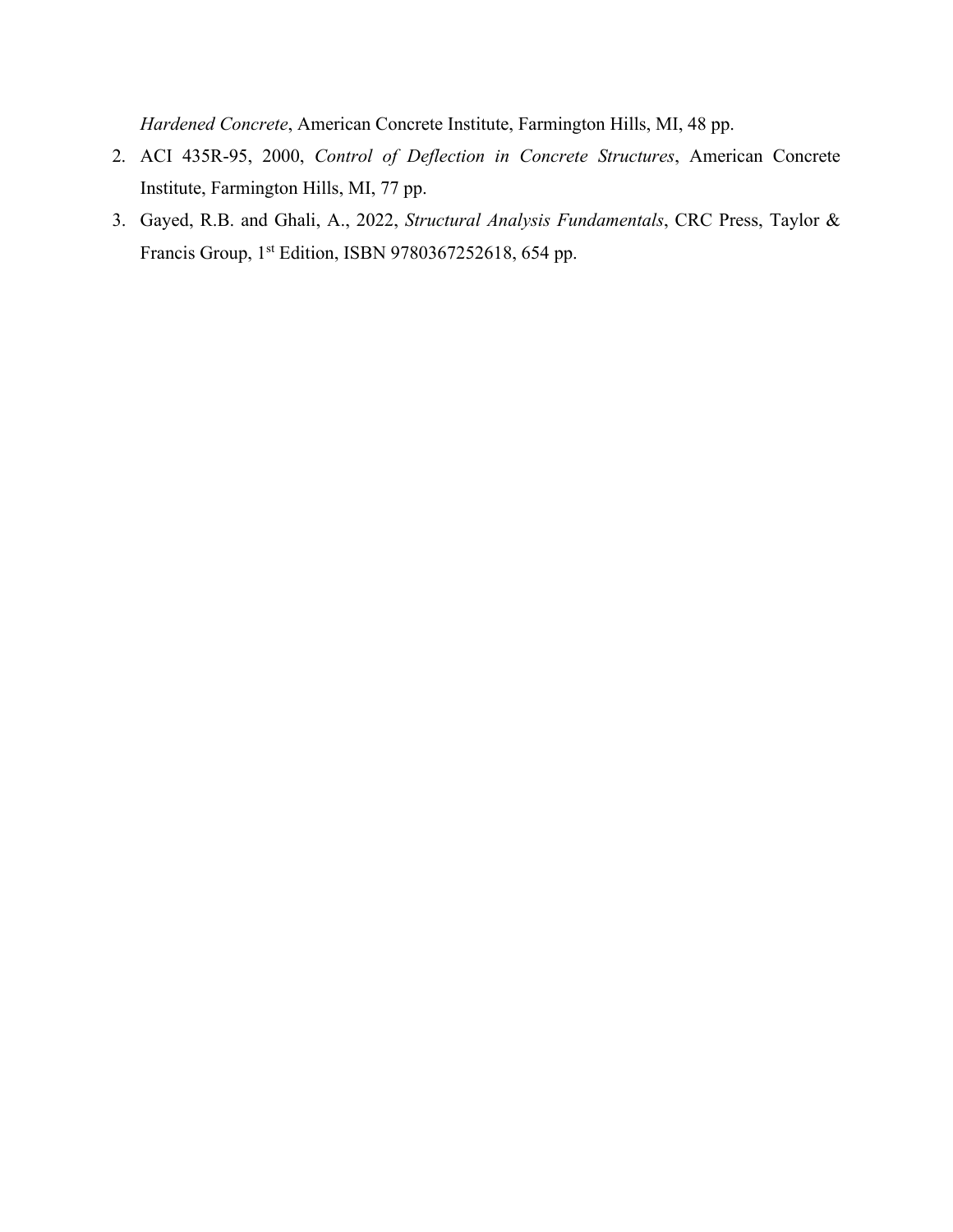*Hardened Concrete*, American Concrete Institute, Farmington Hills, MI, 48 pp.

2. ACI 435R-95, 2000, *Control of Deflection in Concrete Structures*, American Concrete Institute, Farmington Hills, MI, 77 pp.
3. Gayed, R.B. and Ghali, A., 2022, *Structural Analysis Fundamentals*, CRC Press, Taylor & Francis Group, 1st Edition, ISBN 9780367252618, 654 pp.